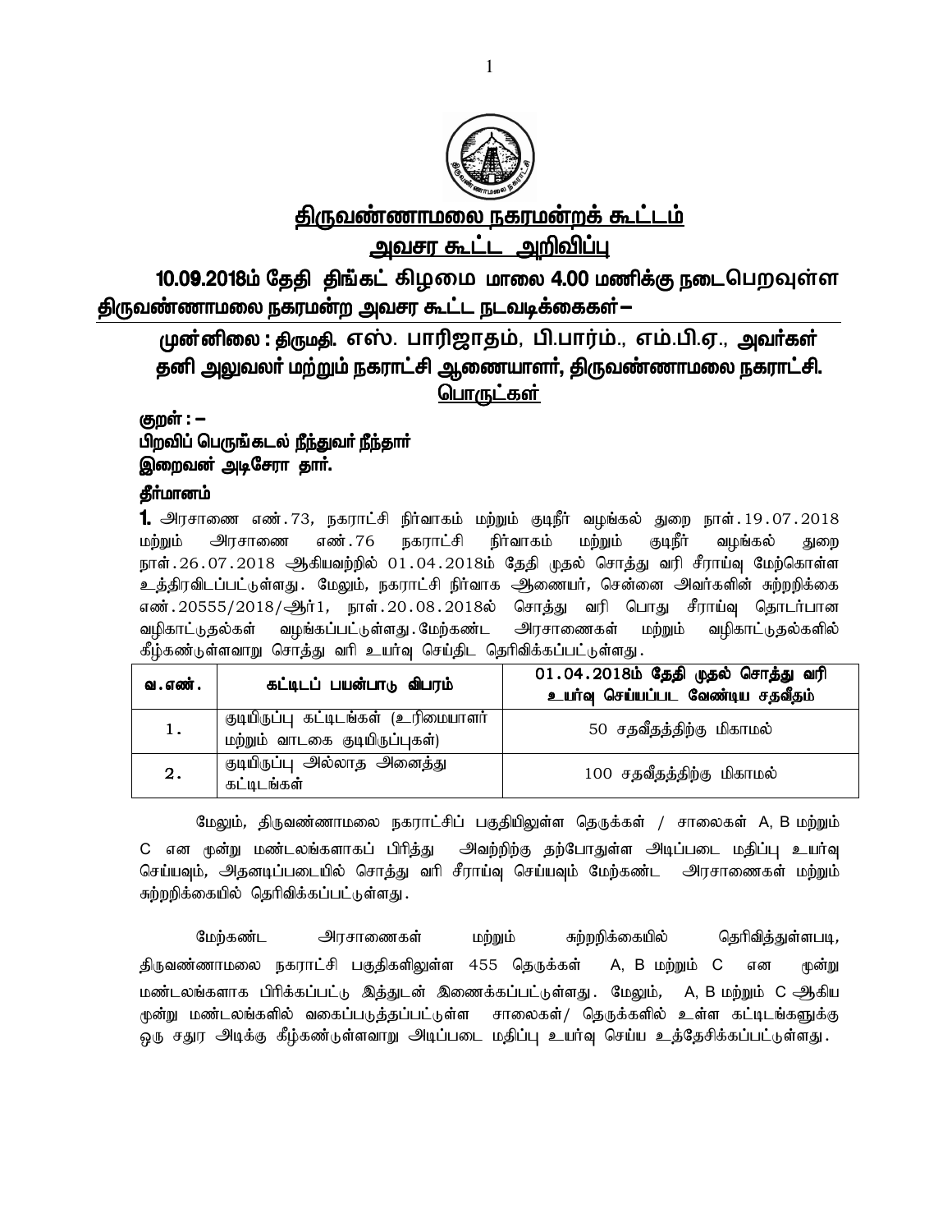# திருவண்ணாமலை நகரமன்றக் கூட்டம்

## அவசர கூட்ட அறிவிப்பு

**10.09.2018ம் தேதி திங்கட் கிழமை மாலை 4.00 மணிக்கு நடைபெறவுள்ள திருவண்ணாமலை நகரமன்ற அவசர கூட்ட நடவடிக்கைகள் –**

**முன்னிலை : திருமதி. எஸ். பாரிஜாதம், பி.பார்ம்., எம்.பி.ஏ., அவர்கள்**
**தனி அலுவலர் மற்றும் நகராட்சி ஆணையாளர், திருவண்ணாமலை நகராட்சி.**

**பொருட்கள்**

**குறள் : –**
**பிறவிப் பெருங்கடல் நீந்துவர் நீந்தார்**
**இறைவன் அடிசேரா தார்.**

**தீர்மானம்**

**1.** அரசாணை எண்.73, நகராட்சி நிர்வாகம் மற்றும் குடிநீர் வழங்கல் துறை நாள்.19.07.2018 மற்றும் அரசாணை எண்.76 நகராட்சி நிர்வாகம் மற்றும் குடிநீர் வழங்கல் துறை நாள்.26.07.2018 ஆகியவற்றில் 01.04.2018ம் தேதி முதல் சொத்து வரி சீராய்வு மேற்கொள்ள உத்திரவிடப்பட்டுள்ளது. மேலும், நகராட்சி நிர்வாக ஆணையர், சென்னை அவர்களின் சுற்றறிக்கை எண்.20555/2018/ஆர்1, நாள்.20.08.2018ல் சொத்து வரி பொது சீராய்வு தொடர்பான வழிகாட்டுதல்கள் வழங்கப்பட்டுள்ளது. மேற்கண்ட அரசாணைகள் மற்றும் வழிகாட்டுதல்களில் கீழ்கண்டுள்ளவாறு சொத்து வரி உயர்வு செய்திட தெரிவிக்கப்பட்டுள்ளது.

| வ.எண். | கட்டிடப் பயன்பாடு விபரம் | 01.04.2018ம் தேதி முதல் சொத்து வரி உயர்வு செய்யப்பட வேண்டிய சதவீதம் |
|---|---|---|
| 1. | குடியிருப்பு கட்டிடங்கள் (உரிமையாளர் மற்றும் வாடகை குடியிருப்புகள்) | 50 சதவீதத்திற்கு மிகாமல் |
| 2. | குடியிருப்பு அல்லாத அனைத்து கட்டிடங்கள் | 100 சதவீதத்திற்கு மிகாமல் |

மேலும், திருவண்ணாமலை நகராட்சிப் பகுதியிலுள்ள தெருக்கள் / சாலைகள் A, B மற்றும் C என மூன்று மண்டலங்களாகப் பிரித்து அவற்றிற்கு தற்போதுள்ள அடிப்படை மதிப்பு உயர்வு செய்யவும், அதனடிப்படையில் சொத்து வரி சீராய்வு செய்யவும் மேற்கண்ட அரசாணைகள் மற்றும் சுற்றறிக்கையில் தெரிவிக்கப்பட்டுள்ளது.

மேற்கண்ட அரசாணைகள் மற்றும் சுற்றறிக்கையில் தெரிவித்துள்ளபடி, திருவண்ணாமலை நகராட்சி பகுதிகளிலுள்ள 455 தெருக்கள் A, B மற்றும் C என மூன்று மண்டலங்களாக பிரிக்கப்பட்டு இத்துடன் இணைக்கப்பட்டுள்ளது. மேலும், A, B மற்றும் C ஆகிய மூன்று மண்டலங்களில் வகைப்படுத்தப்பட்டுள்ள சாலைகள்/ தெருக்களில் உள்ள கட்டிடங்களுக்கு ஒரு சதுர அடிக்கு கீழ்கண்டுள்ளவாறு அடிப்படை மதிப்பு உயர்வு செய்ய உத்தேசிக்கப்பட்டுள்ளது.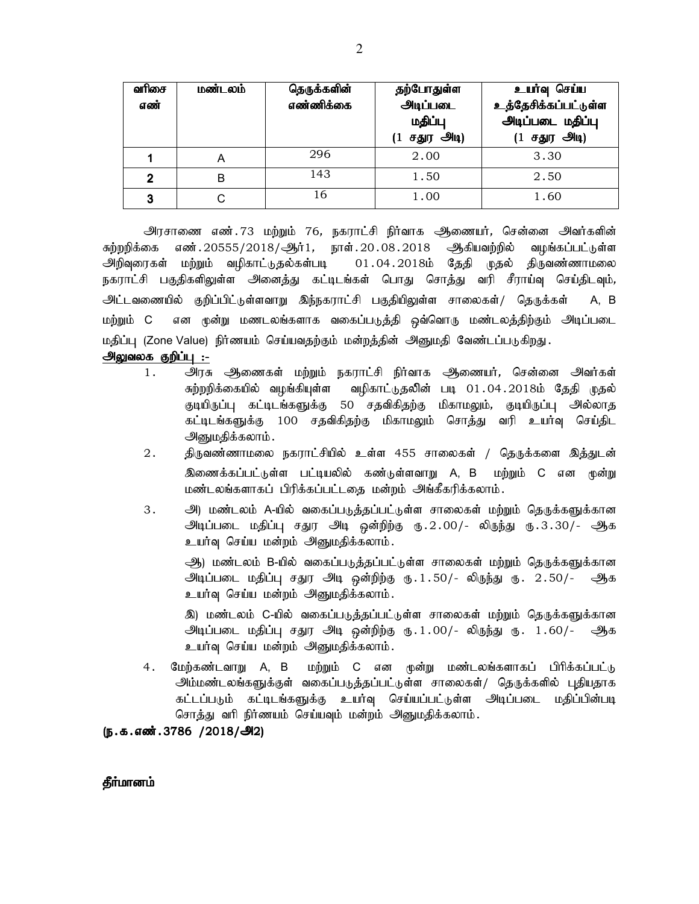| வரிசை எண் | மண்டலம் | தெருக்களின் எண்ணிக்கை | தற்போதுள்ள அடிப்படை மதிப்பு (1 சதுர அடி) | உயர்வு செய்ய உத்தேசிக்கப்பட்டுள்ள அடிப்படை மதிப்பு (1 சதுர அடி) |
|---|---|---|---|---|
| 1 | A | 296 | 2.00 | 3.30 |
| 2 | B | 143 | 1.50 | 2.50 |
| 3 | C | 16 | 1.00 | 1.60 |

அரசாணை எண்.73 மற்றும் 76, நகராட்சி நிர்வாக ஆணையர், சென்னை அவர்களின் சுற்றறிக்கை எண்.20555/2018/ஆர்1, நாள்.20.08.2018 ஆகியவற்றில் வழங்கப்பட்டுள்ள அறிவுரைகள் மற்றும் வழிகாட்டுதல்கள்படி 01.04.2018ம் தேதி முதல் திருவண்ணாமலை நகராட்சி பகுதிகளிலுள்ள அனைத்து கட்டிடங்கள் பொது சொத்து வரி சீராய்வு செய்திடவும், அட்டவணையில் குறிப்பிட்டுள்ளவாறு இந்நகராட்சி பகுதியிலுள்ள சாலைகள்/ தெருக்கள் A, B மற்றும் C என மூன்று மண்டலங்களாக வகைப்படுத்தி ஒவ்வொரு மண்டலத்திற்கும் அடிப்படை மதிப்பு (Zone Value) நிர்ணயம் செய்வதற்கும் மன்றத்தின் அனுமதி வேண்டப்படுகிறது.

**அலுவலக குறிப்பு :-**

1. அரசு ஆணைகள் மற்றும் நகராட்சி நிர்வாக ஆணையர், சென்னை அவர்கள் சுற்றறிக்கையில் வழங்கியுள்ள வழிகாட்டுதலின் படி 01.04.2018ம் தேதி முதல் குடியிருப்பு கட்டிடங்களுக்கு 50 சதவிகிதற்கு மிகாமலும், குடியிருப்பு அல்லாத கட்டிடங்களுக்கு 100 சதவிகிதற்கு மிகாமலும் சொத்து வரி உயர்வு செய்திட அனுமதிக்கலாம்.
2. திருவண்ணாமலை நகராட்சியில் உள்ள 455 சாலைகள் / தெருக்களை இத்துடன் இணைக்கப்பட்டுள்ள பட்டியலில் கண்டுள்ளவாறு A, B மற்றும் C என மூன்று மண்டலங்களாகப் பிரிக்கப்பட்டதை மன்றம் அங்கீகரிக்கலாம்.
3. அ) மண்டலம் A-யில் வகைப்படுத்தப்பட்டுள்ள சாலைகள் மற்றும் தெருக்களுக்கான அடிப்படை மதிப்பு சதுர அடி ஒன்றிற்கு ரூ.2.00/- லிருந்து ரூ.3.30/- ஆக உயர்வு செய்ய மன்றம் அனுமதிக்கலாம்.

   ஆ) மண்டலம் B-யில் வகைப்படுத்தப்பட்டுள்ள சாலைகள் மற்றும் தெருக்களுக்கான அடிப்படை மதிப்பு சதுர அடி ஒன்றிற்கு ரூ.1.50/- லிருந்து ரூ. 2.50/- ஆக உயர்வு செய்ய மன்றம் அனுமதிக்கலாம்.

   இ) மண்டலம் C-யில் வகைப்படுத்தப்பட்டுள்ள சாலைகள் மற்றும் தெருக்களுக்கான அடிப்படை மதிப்பு சதுர அடி ஒன்றிற்கு ரூ.1.00/- லிருந்து ரூ. 1.60/- ஆக உயர்வு செய்ய மன்றம் அனுமதிக்கலாம்.
4. மேற்கண்டவாறு A, B மற்றும் C என மூன்று மண்டலங்களாகப் பிரிக்கப்பட்டு அம்மண்டலங்களுக்குள் வகைப்படுத்தப்பட்டுள்ள சாலைகள்/ தெருக்களில் புதியதாக கட்டப்படும் கட்டிடங்களுக்கு உயர்வு செய்யப்பட்டுள்ள அடிப்படை மதிப்பின்படி சொத்து வரி நிர்ணயம் செய்யவும் மன்றம் அனுமதிக்கலாம்.

**(ந.க.எண்.3786 /2018/அ2)**

**தீர்மானம்**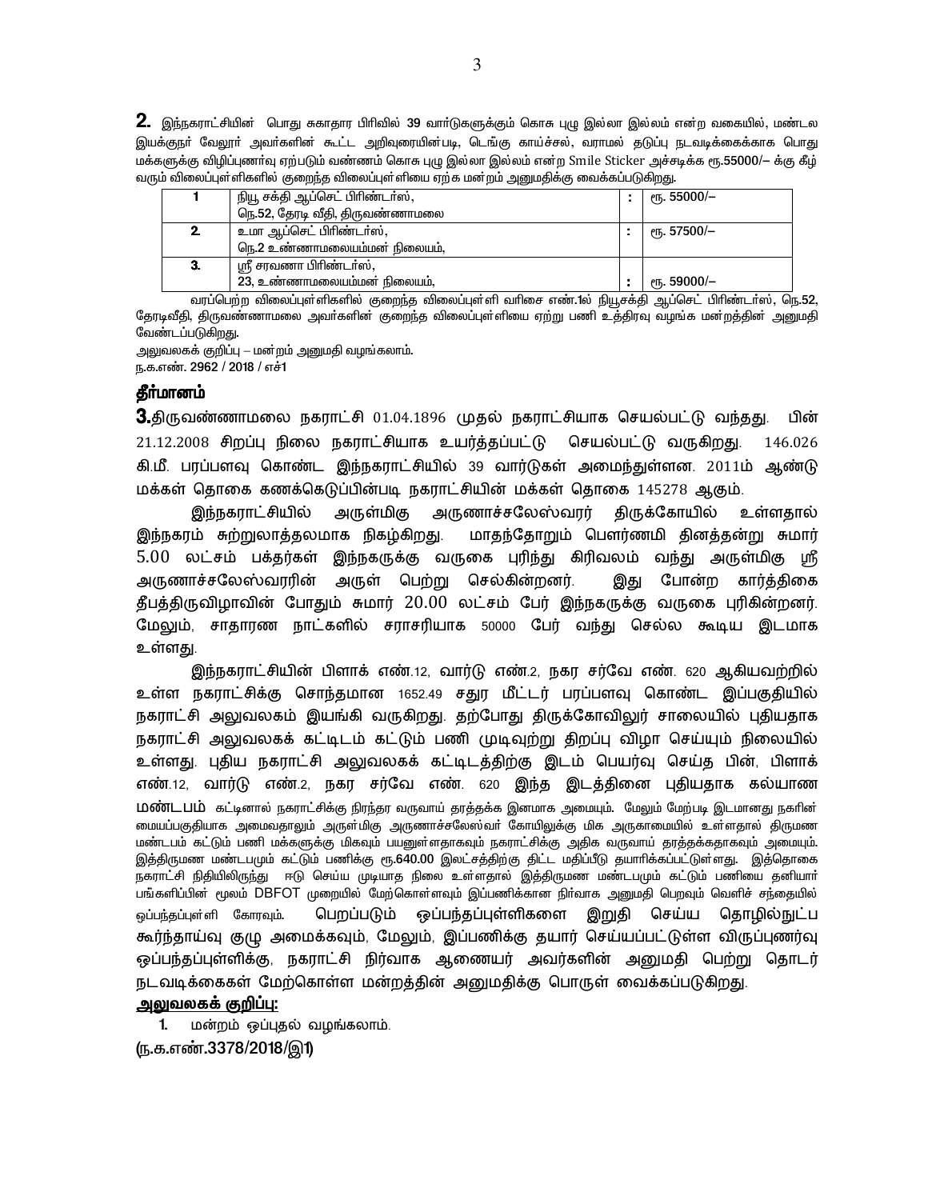**2.** இந்நகராட்சியின் பொது சுகாதார பிரிவில் 39 வார்டுகளுக்கும் கொசு புழு இல்லா இல்லம் என்ற வகையில், மண்டல இயக்குநர் வேலூர் அவர்களின் கூட்ட அறிவுரையின்படி, டெங்கு காய்ச்சல், வராமல் தடுப்பு நடவடிக்கைக்காக பொது மக்களுக்கு விழிப்புணர்வு ஏற்படும் வண்ணம் கொசு புழு இல்லா இல்லம் என்ற Smile Sticker அச்சடிக்க ரூ.55000/– க்கு கீழ் வரும் விலைப்புள்ளிகளில் குறைந்த விலைப்புள்ளியை ஏற்க மன்றம் அனுமதிக்கு வைக்கப்படுகிறது.

| | | | |
|---|---|---|---|
| 1 | நியூ சக்தி ஆப்செட் பிரிண்டர்ஸ், நெ.52, தேரடி வீதி, திருவண்ணாமலை | : | ரூ. 55000/– |
| 2. | உமா ஆப்செட் பிரிண்டர்ஸ், நெ.2 உண்ணாமலையம்மன் நிலையம், | : | ரூ. 57500/– |
| 3. | ஸ்ரீ சரவணா பிரிண்டர்ஸ், 23, உண்ணாமலையம்மன் நிலையம், | : | ரூ. 59000/– |

வரப்பெற்ற விலைப்புள்ளிகளில் குறைந்த விலைப்புள்ளி வரிசை எண்.1ல் நியூசக்தி ஆப்செட் பிரிண்டர்ஸ், நெ.52, தேரடிவீதி, திருவண்ணாமலை அவர்களின் குறைந்த விலைப்புள்ளியை ஏற்று பணி உத்திரவு வழங்க மன்றத்தின் அனுமதி வேண்டப்படுகிறது.

அலுவலகக் குறிப்பு – மன்றம் அனுமதி வழங்கலாம்.

ந.க.எண். 2962 / 2018 / எச்1

**தீர்மானம்**

**3.** திருவண்ணாமலை நகராட்சி 01.04.1896 முதல் நகராட்சியாக செயல்பட்டு வந்தது. பின் 21.12.2008 சிறப்பு நிலை நகராட்சியாக உயர்த்தப்பட்டு செயல்பட்டு வருகிறது. 146.026 கி.மீ. பரப்பளவு கொண்ட இந்நகராட்சியில் 39 வார்டுகள் அமைந்துள்ளன. 2011ம் ஆண்டு மக்கள் தொகை கணக்கெடுப்பின்படி நகராட்சியின் மக்கள் தொகை 145278 ஆகும்.

இந்நகராட்சியில் அருள்மிகு அருணாச்சலேஸ்வரர் திருக்கோயில் உள்ளதால் இந்நகரம் சுற்றுலாத்தலமாக நிகழ்கிறது. மாதந்தோறும் பௌர்ணமி தினத்தன்று சுமார் 5.00 லட்சம் பக்தர்கள் இந்நகருக்கு வருகை புரிந்து கிரிவலம் வந்து அருள்மிகு ஸ்ரீ அருணாச்சலேஸ்வரரின் அருள் பெற்று செல்கின்றனர். இது போன்ற கார்த்திகை தீபத்திருவிழாவின் போதும் சுமார் 20.00 லட்சம் பேர் இந்நகருக்கு வருகை புரிகின்றனர். மேலும், சாதாரண நாட்களில் சராசரியாக 50000 பேர் வந்து செல்ல கூடிய இடமாக உள்ளது.

இந்நகராட்சியின் பிளாக் எண்.12, வார்டு எண்.2, நகர சர்வே எண். 620 ஆகியவற்றில் உள்ள நகராட்சிக்கு சொந்தமான 1652.49 சதுர மீட்டர் பரப்பளவு கொண்ட இப்பகுதியில் நகராட்சி அலுவலகம் இயங்கி வருகிறது. தற்போது திருக்கோவிலூர் சாலையில் புதியதாக நகராட்சி அலுவலகக் கட்டிடம் கட்டும் பணி முடிவுற்று திறப்பு விழா செய்யும் நிலையில் உள்ளது. புதிய நகராட்சி அலுவலகக் கட்டிடத்திற்கு இடம் பெயர்வு செய்த பின், பிளாக் எண்.12, வார்டு எண்.2, நகர சர்வே எண். 620 இந்த இடத்தினை புதியதாக கல்யாண மண்டபம் கட்டினால் நகராட்சிக்கு நிரந்தர வருவாய் தரத்தக்க இனமாக அமையும். மேலும் மேற்படி இடமானது நகரின் மையப்பகுதியாக அமைவதாலும் அருள்மிகு அருணாச்சலேஸ்வர் கோயிலுக்கு மிக அருகாமையில் உள்ளதால் திருமண மண்டபம் கட்டும் பணி மக்களுக்கு மிகவும் பயனுள்ளதாகவும் நகராட்சிக்கு அதிக வருவாய் தரத்தக்கதாகவும் அமையும். இத்திருமண மண்டபமும் கட்டும் பணிக்கு ரூ.640.00 இலட்சத்திற்கு திட்ட மதிப்பீடு தயாரிக்கப்பட்டுள்ளது. இத்தொகை நகராட்சி நிதியிலிருந்து ஈடு செய்ய முடியாத நிலை உள்ளதால் இத்திருமண மண்டபமும் கட்டும் பணியை தனியார் பங்களிப்பின் மூலம் DBFOT முறையில் மேற்கொள்ளவும் இப்பணிக்கான நிர்வாக அனுமதி பெறவும் வெளிச் சந்தையில் ஒப்பந்தப்புள்ளி கோரவும். பெறப்படும் ஒப்பந்தப்புள்ளிகளை இறுதி செய்ய தொழில்நுட்ப கூர்ந்தாய்வு குழு அமைக்கவும், மேலும், இப்பணிக்கு தயார் செய்யப்பட்டுள்ள விருப்புணர்வு ஒப்பந்தப்புள்ளிக்கு, நகராட்சி நிர்வாக ஆணையர் அவர்களின் அனுமதி பெற்று தொடர் நடவடிக்கைகள் மேற்கொள்ள மன்றத்தின் அனுமதிக்கு பொருள் வைக்கப்படுகிறது.

**அலுவலகக் குறிப்பு:**

1. மன்றம் ஒப்புதல் வழங்கலாம்.

**(ந.க.எண்.3378/2018/இ1)**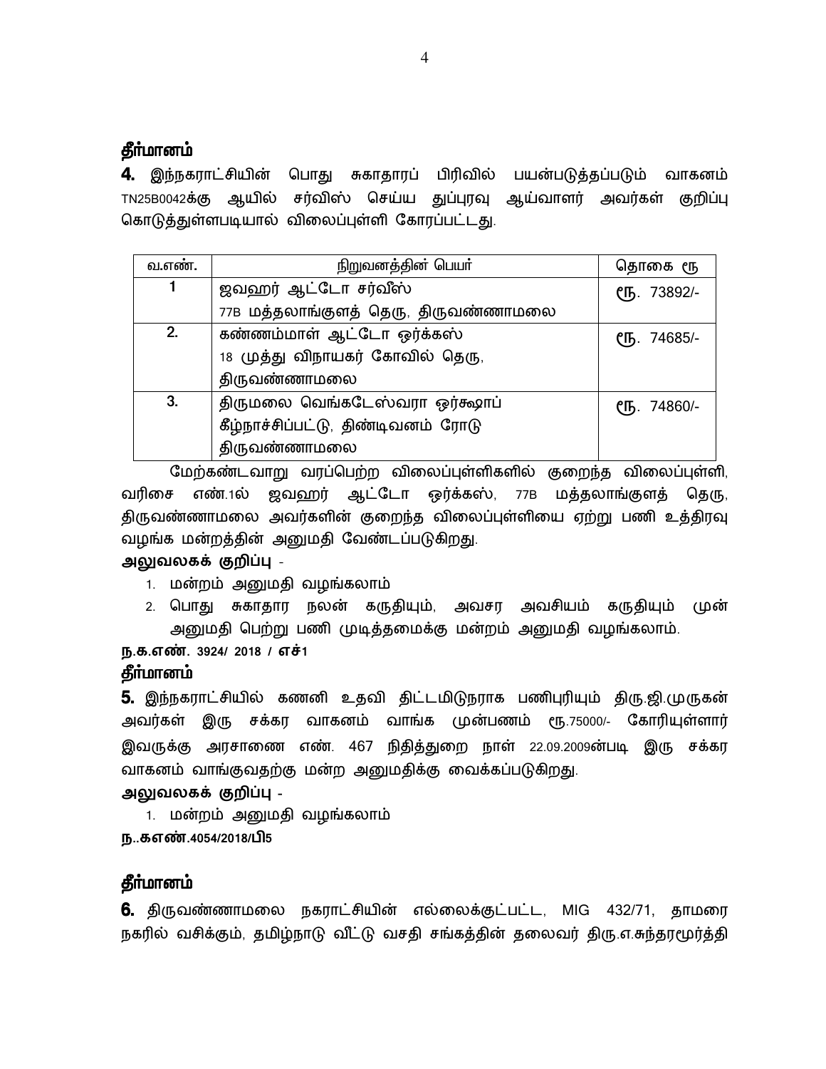## தீர்மானம்

**4.** இந்நகராட்சியின் பொது சுகாதாரப் பிரிவில் பயன்படுத்தப்படும் வாகனம் TN25B0042க்கு ஆயில் சர்வீஸ் செய்ய துப்புரவு ஆய்வாளர் அவர்கள் குறிப்பு கொடுத்துள்ளபடியால் விலைப்புள்ளி கோரப்பட்டது.

| வ.எண். | நிறுவனத்தின் பெயர் | தொகை ரூ |
|---|---|---|
| 1 | ஜவஹர் ஆட்டோ சர்வீஸ் 77B மத்தலாங்குளத் தெரு, திருவண்ணாமலை | ரூ. 73892/- |
| 2. | கண்ணம்மாள் ஆட்டோ ஒர்க்கஸ் 18 முத்து விநாயகர் கோவில் தெரு, திருவண்ணாமலை | ரூ. 74685/- |
| 3. | திருமலை வெங்கடேஸ்வரா ஒர்க்ஷாப் கீழ்நாச்சிப்பட்டு, திண்டிவனம் ரோடு திருவண்ணாமலை | ரூ. 74860/- |

மேற்கண்டவாறு வரப்பெற்ற விலைப்புள்ளிகளில் குறைந்த விலைப்புள்ளி, வரிசை எண்.1ல் ஜவஹர் ஆட்டோ ஒர்க்கஸ், 77B மத்தலாங்குளத் தெரு, திருவண்ணாமலை அவர்களின் குறைந்த விலைப்புள்ளியை ஏற்று பணி உத்திரவு வழங்க மன்றத்தின் அனுமதி வேண்டப்படுகிறது.

**அலுவலகக் குறிப்பு** -

1. மன்றம் அனுமதி வழங்கலாம்
2. பொது சுகாதார நலன் கருதியும், அவசர அவசியம் கருதியும் முன் அனுமதி பெற்று பணி முடித்தமைக்கு மன்றம் அனுமதி வழங்கலாம்.

**ந.க.எண். 3924/ 2018 / எச்1**

## தீர்மானம்

**5.** இந்நகராட்சியில் கணனி உதவி திட்டமிடுநராக பணிபுரியும் திரு.ஜி.முருகன் அவர்கள் இரு சக்கர வாகனம் வாங்க முன்பணம் ரூ.75000/- கோரியுள்ளார் இவருக்கு அரசாணை எண். 467 நிதித்துறை நாள் 22.09.2009ன்படி இரு சக்கர வாகனம் வாங்குவதற்கு மன்ற அனுமதிக்கு வைக்கப்படுகிறது.

**அலுவலகக் குறிப்பு** -

1. மன்றம் அனுமதி வழங்கலாம்

**ந..களண்.4054/2018/பி5**

## தீர்மானம்

**6.** திருவண்ணாமலை நகராட்சியின் எல்லைக்குட்பட்ட, MIG 432/71, தாமரை நகரில் வசிக்கும், தமிழ்நாடு வீட்டு வசதி சங்கத்தின் தலைவர் திரு.எ.சுந்தரமூர்த்தி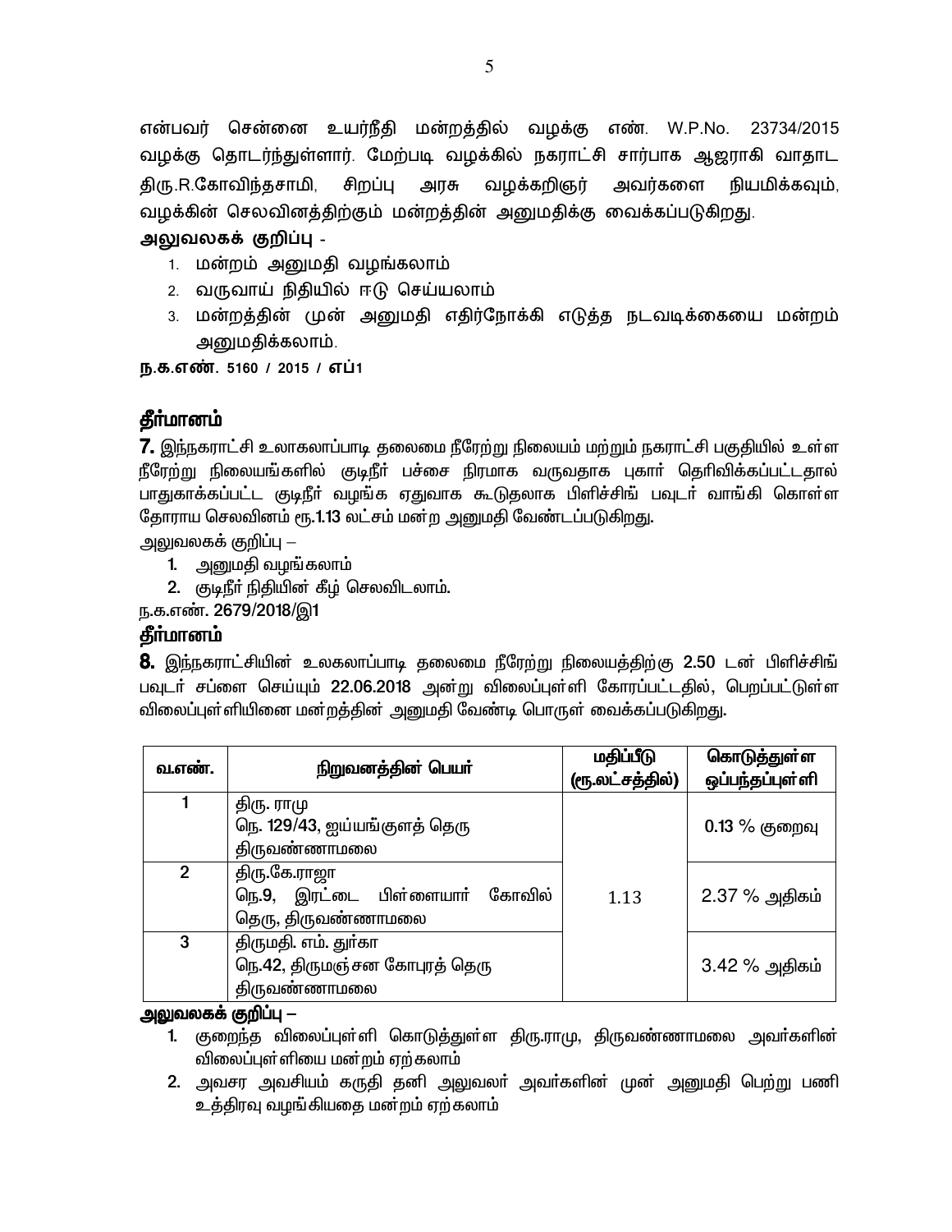என்பவர் சென்னை உயர்நீதி மன்றத்தில் வழக்கு எண். W.P.No. 23734/2015 வழக்கு தொடர்ந்துள்ளார். மேற்படி வழக்கில் நகராட்சி சார்பாக ஆஜராகி வாதாட திரு.R.கோவிந்தசாமி, சிறப்பு அரசு வழக்கறிஞர் அவர்களை நியமிக்கவும், வழக்கின் செலவினத்திற்கும் மன்றத்தின் அனுமதிக்கு வைக்கப்படுகிறது.

**அலுவலகக் குறிப்பு -**

1. மன்றம் அனுமதி வழங்கலாம்
2. வருவாய் நிதியில் ஈடு செய்யலாம்
3. மன்றத்தின் முன் அனுமதி எதிர்நோக்கி எடுத்த நடவடிக்கையை மன்றம் அனுமதிக்கலாம்.

**ந.க.எண். 5160 / 2015 / எப்1**

## தீர்மானம்

**7.** இந்நகராட்சி உலாகலாப்பாடி தலைமை நீரேற்று நிலையம் மற்றும் நகராட்சி பகுதியில் உள்ள நீரேற்று நிலையங்களில் குடிநீர் பச்சை நிறமாக வருவதாக புகார் தெரிவிக்கப்பட்டதால் பாதுகாக்கப்பட்ட குடிநீர் வழங்க ஏதுவாக கூடுதலாக பிளிச்சிங் பவுடர் வாங்கி கொள்ள தோராய செலவினம் ரூ.1.13 லட்சம் மன்ற அனுமதி வேண்டப்படுகிறது.

அலுவலகக் குறிப்பு –

1. அனுமதி வழங்கலாம்
2. குடிநீர் நிதியின் கீழ் செலவிடலாம்.

ந.க.எண். 2679/2018/இ1

## தீர்மானம்

**8.** இந்நகராட்சியின் உலகலாப்பாடி தலைமை நீரேற்று நிலையத்திற்கு 2.50 டன் பிளிச்சிங் பவுடர் சப்ளை செய்யும் 22.06.2018 அன்று விலைப்புள்ளி கோரப்பட்டதில், பெறப்பட்டுள்ள விலைப்புள்ளியினை மன்றத்தின் அனுமதி வேண்டி பொருள் வைக்கப்படுகிறது.

| வ.எண். | நிறுவனத்தின் பெயர் | மதிப்பீடு (ரூ.லட்சத்தில்) | கொடுத்துள்ள ஒப்பந்தப்புள்ளி |
|---|---|---|---|
| 1 | திரு. ராமு<br>நெ. 129/43, ஐய்யங்குளத் தெரு<br>திருவண்ணாமலை | 1.13 | 0.13 % குறைவு |
| 2 | திரு.கே.ராஜா<br>நெ.9, இரட்டை பிள்ளையார் கோவில் தெரு, திருவண்ணாமலை | | 2.37 % அதிகம் |
| 3 | திருமதி. எம். துர்கா<br>நெ.42, திருமஞ்சன கோபுரத் தெரு<br>திருவண்ணாமலை | | 3.42 % அதிகம் |

**அலுவலகக் குறிப்பு –**

1. குறைந்த விலைப்புள்ளி கொடுத்துள்ள திரு.ராமு, திருவண்ணாமலை அவர்களின் விலைப்புள்ளியை மன்றம் ஏற்கலாம்
2. அவசர அவசியம் கருதி தனி அலுவலர் அவர்களின் முன் அனுமதி பெற்று பணி உத்திரவு வழங்கியதை மன்றம் ஏற்கலாம்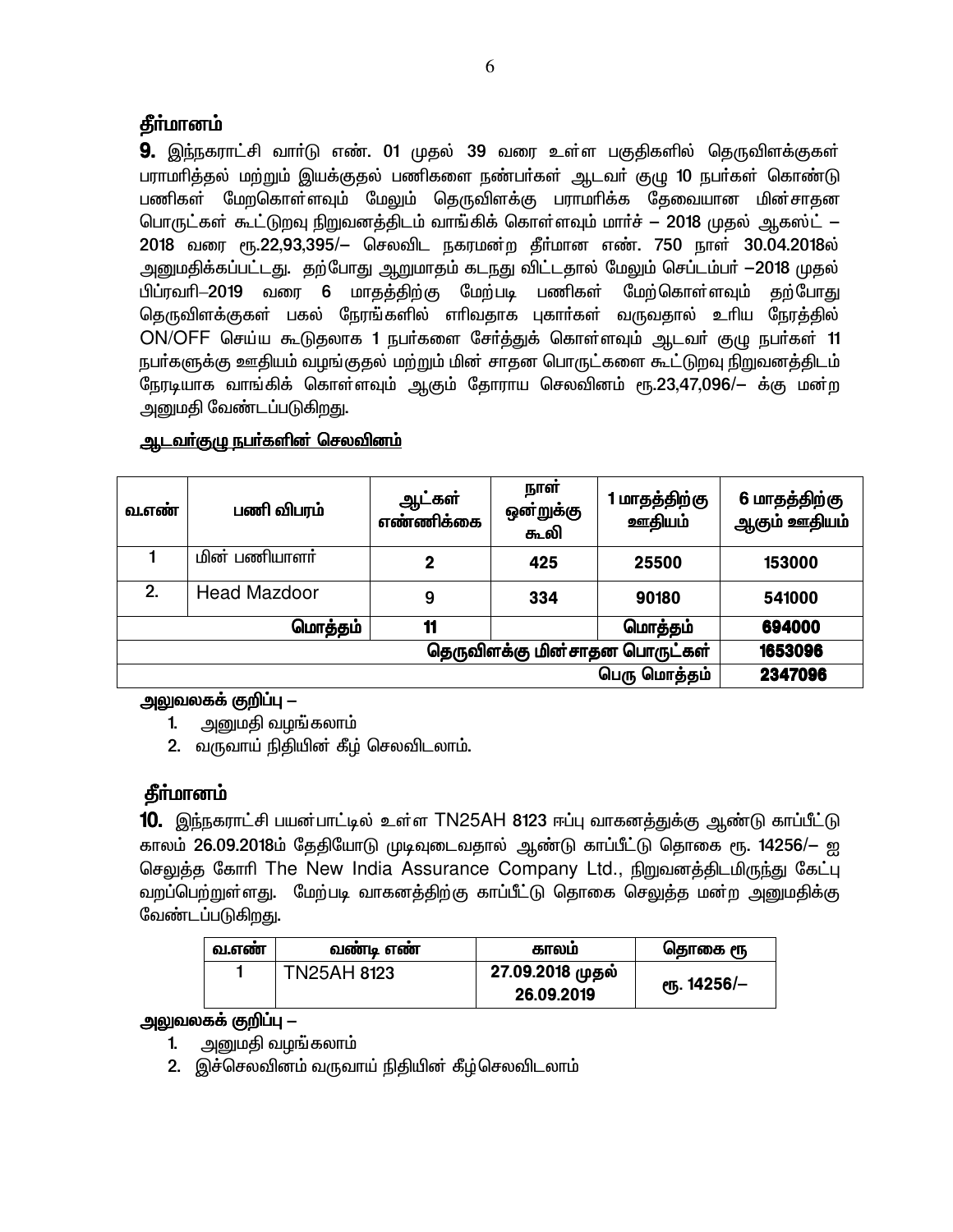### தீர்மானம்

**9.** இந்நகராட்சி வார்டு எண். 01 முதல் 39 வரை உள்ள பகுதிகளில் தெருவிளக்குகள் பராமரித்தல் மற்றும் இயக்குதல் பணிகளை நண்பர்கள் ஆடவர் குழு 10 நபர்கள் கொண்டு பணிகள் மேறகொள்ளவும் மேலும் தெருவிளக்கு பராமரிக்க தேவையான மின்சாதன பொருட்கள் கூட்டுறவு நிறுவனத்திடம் வாங்கிக் கொள்ளவும் மார்ச் – 2018 முதல் ஆகஸ்ட் – 2018 வரை ரூ.22,93,395/– செலவிட நகரமன்ற தீர்மான எண். 750 நாள் 30.04.2018ல் அனுமதிக்கப்பட்டது. தற்போது ஆறுமாதம் கடந்து விட்டதால் மேலும் செப்டம்பர் –2018 முதல் பிப்ரவரி–2019 வரை 6 மாதத்திற்கு மேற்படி பணிகள் மேற்கொள்ளவும் தற்போது தெருவிளக்குகள் பகல் நேரங்களில் எரிவதாக புகார்கள் வருவதால் உரிய நேரத்தில் ON/OFF செய்ய கூடுதலாக 1 நபர்களை சேர்த்துக் கொள்ளவும் ஆடவர் குழு நபர்கள் 11 நபர்களுக்கு ஊதியம் வழங்குதல் மற்றும் மின் சாதன பொருட்களை கூட்டுறவு நிறுவனத்திடம் நேரடியாக வாங்கிக் கொள்ளவும் ஆகும் தோராய செலவினம் ரூ.23,47,096/– க்கு மன்ற அனுமதி வேண்டப்படுகிறது.

<u>ஆடவர்குழு நபர்களின் செலவினம்</u>

| வ.எண் | பணி விபரம் | ஆட்கள் எண்ணிக்கை | நாள் ஒன்றுக்கு கூலி | 1 மாதத்திற்கு ஊதியம் | 6 மாதத்திற்கு ஆகும் ஊதியம் |
|---|---|---|---|---|---|
| 1 | மின் பணியாளர் | 2 | 425 | 25500 | 153000 |
| 2. | Head Mazdoor | 9 | 334 | 90180 | 541000 |
| | **மொத்தம்** | **11** | | **மொத்தம்** | **694000** |
| | | | | **தெருவிளக்கு மின்சாதன பொருட்கள்** | **1653096** |
| | | | | **பெரு மொத்தம்** | **2347096** |

**அலுவலகக் குறிப்பு –**

1. அனுமதி வழங்கலாம்
2. வருவாய் நிதியின் கீழ் செலவிடலாம்.

### தீர்மானம்

**10.** இந்நகராட்சி பயன்பாட்டில் உள்ள TN25AH 8123 ஈப்பு வாகனத்துக்கு ஆண்டு காப்பீட்டு காலம் 26.09.2018ம் தேதியோடு முடிவுடைவதால் ஆண்டு காப்பீட்டு தொகை ரூ. 14256/– ஐ செலுத்த கோரி The New India Assurance Company Ltd., நிறுவனத்திடமிருந்து கேட்பு வறப்பெற்றுள்ளது. மேற்படி வாகனத்திற்கு காப்பீட்டு தொகை செலுத்த மன்ற அனுமதிக்கு வேண்டப்படுகிறது.

| வ.எண் | வண்டி எண் | காலம் | தொகை ரூ |
|---|---|---|---|
| 1 | TN25AH 8123 | 27.09.2018 முதல் 26.09.2019 | ரூ. 14256/– |

**அலுவலகக் குறிப்பு –**

1. அனுமதி வழங்கலாம்
2. இச்செலவினம் வருவாய் நிதியின் கீழ்செலவிடலாம்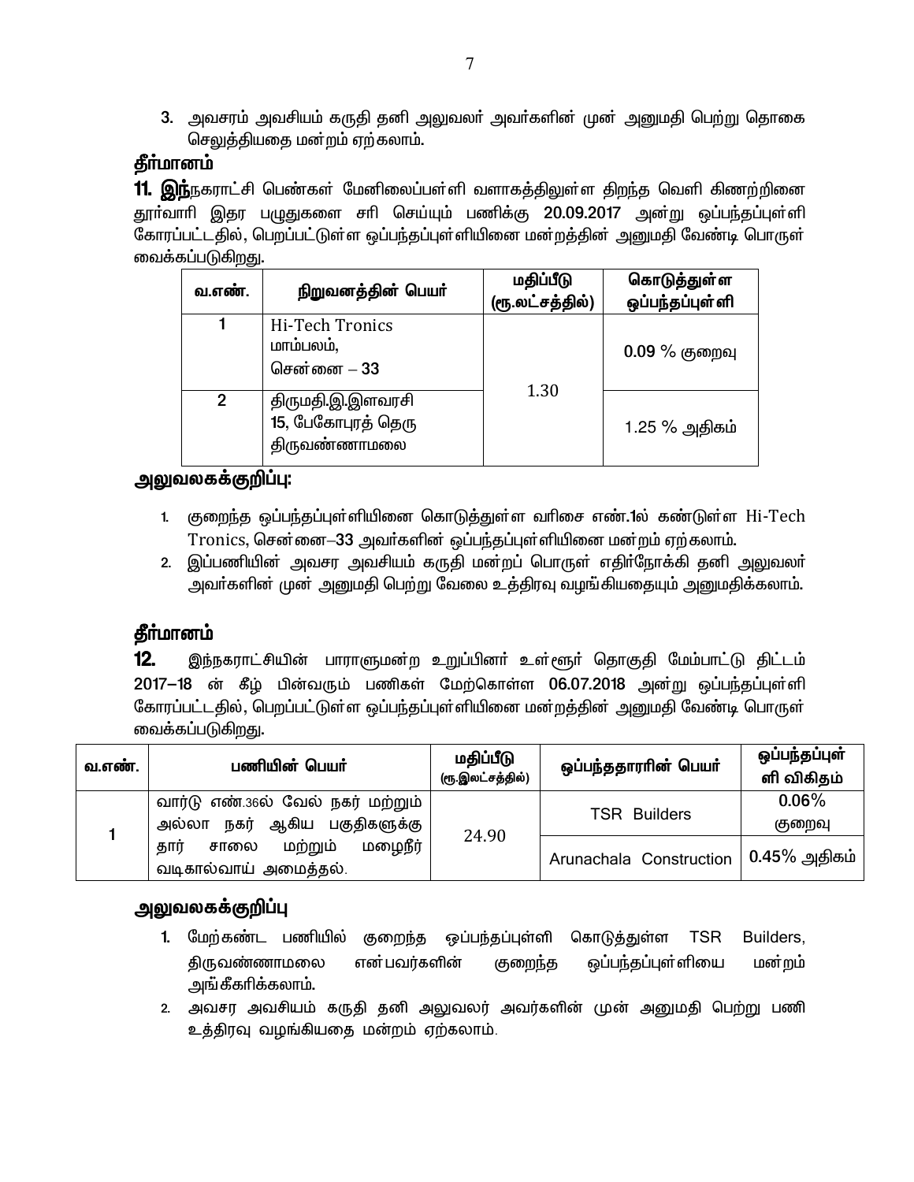3. அவசரம் அவசியம் கருதி தனி அலுவலர் அவர்களின் முன் அனுமதி பெற்று தொகை செலுத்தியதை மன்றம் ஏற்கலாம்.

### தீர்மானம்

**11. இந்**நகராட்சி பெண்கள் மேனிலைப்பள்ளி வளாகத்திலுள்ள திறந்த வெளி கிணற்றினை தூர்வாரி இதர பழுதுகளை சரி செய்யும் பணிக்கு 20.09.2017 அன்று ஒப்பந்தப்புள்ளி கோரப்பட்டதில், பெறப்பட்டுள்ள ஒப்பந்தப்புள்ளியினை மன்றத்தின் அனுமதி வேண்டி பொருள் வைக்கப்படுகிறது.

| வ.எண். | நிறுவனத்தின் பெயர் | மதிப்பீடு (ரூ.லட்சத்தில்) | கொடுத்துள்ள ஒப்பந்தப்புள்ளி |
|---|---|---|---|
| 1 | Hi-Tech Tronics மாம்பலம், சென்னை – 33 | 1.30 | 0.09 % குறைவு |
| 2 | திருமதி.இ.இளவரசி 15, பேகோபுரத் தெரு திருவண்ணாமலை | | 1.25 % அதிகம் |

### அலுவலகக்குறிப்பு:

1. குறைந்த ஒப்பந்தப்புள்ளியினை கொடுத்துள்ள வரிசை எண்.1ல் கண்டுள்ள Hi-Tech Tronics, சென்னை–33 அவர்களின் ஒப்பந்தப்புள்ளியினை மன்றம் ஏற்கலாம்.
2. இப்பணியின் அவசர அவசியம் கருதி மன்றப் பொருள் எதிர்நோக்கி தனி அலுவலர் அவர்களின் முன் அனுமதி பெற்று வேலை உத்திரவு வழங்கியதையும் அனுமதிக்கலாம்.

### தீர்மானம்

**12.** இந்நகராட்சியின் பாராளுமன்ற உறுப்பினர் உள்ளூர் தொகுதி மேம்பாட்டு திட்டம் 2017–18 ன் கீழ் பின்வரும் பணிகள் மேற்கொள்ள 06.07.2018 அன்று ஒப்பந்தப்புள்ளி கோரப்பட்டதில், பெறப்பட்டுள்ள ஒப்பந்தப்புள்ளியினை மன்றத்தின் அனுமதி வேண்டி பொருள் வைக்கப்படுகிறது.

| வ.எண். | பணியின் பெயர் | மதிப்பீடு (ரூ.இலட்சத்தில்) | ஒப்பந்ததாரின் பெயர் | ஒப்பந்தப்புள்ளி விகிதம் |
|---|---|---|---|---|
| 1 | வார்டு எண்.36ல் வேல் நகர் மற்றும் அல்லா நகர் ஆகிய பகுதிகளுக்கு தார் சாலை மற்றும் மழைநீர் வடிகால்வாய் அமைத்தல். | 24.90 | TSR Builders | 0.06% குறைவு |
| | | | Arunachala Construction | 0.45% அதிகம் |

### அலுவலகக்குறிப்பு

1. மேற்கண்ட பணியில் குறைந்த ஒப்பந்தப்புள்ளி கொடுத்துள்ள TSR Builders, திருவண்ணாமலை என்பவர்களின் குறைந்த ஒப்பந்தப்புள்ளியை மன்றம் அங்கீகரிக்கலாம்.
2. அவசர அவசியம் கருதி தனி அலுவலர் அவர்களின் முன் அனுமதி பெற்று பணி உத்திரவு வழங்கியதை மன்றம் ஏற்கலாம்.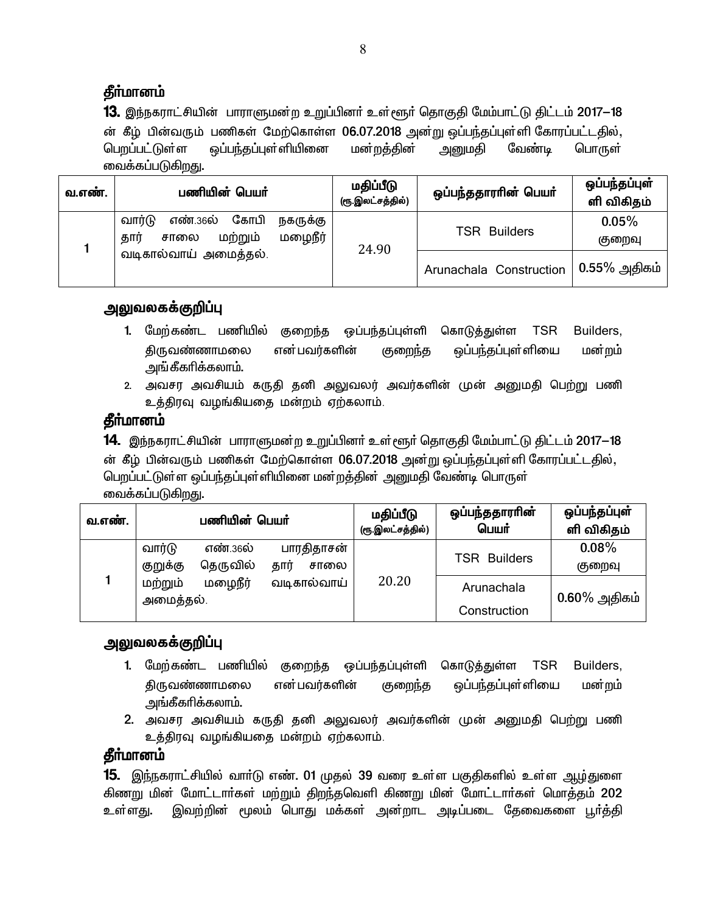### தீர்மானம்

**13.** இந்நகராட்சியின் பாராளுமன்ற உறுப்பினர் உள்ளூர் தொகுதி மேம்பாட்டு திட்டம் 2017–18 ன் கீழ் பின்வரும் பணிகள் மேற்கொள்ள 06.07.2018 அன்று ஒப்பந்தப்புள்ளி கோரப்பட்டதில், பெறப்பட்டுள்ள ஒப்பந்தப்புள்ளியினை மன்றத்தின் அனுமதி வேண்டி பொருள் வைக்கப்படுகிறது.

| வ.எண். | பணியின் பெயர் | மதிப்பீடு (ரூ.இலட்சத்தில்) | ஒப்பந்ததாரரின் பெயர் | ஒப்பந்தப்புள்ளி விகிதம் |
|---|---|---|---|---|
| 1 | வார்டு எண்.36ல் கோபி நகருக்கு தார் சாலை மற்றும் மழைநீர் வடிகால்வாய் அமைத்தல். | 24.90 | TSR Builders | 0.05% குறைவு |
| | | | Arunachala Construction | 0.55% அதிகம் |

### அலுவலகக்குறிப்பு

1. மேற்கண்ட பணியில் குறைந்த ஒப்பந்தப்புள்ளி கொடுத்துள்ள TSR Builders, திருவண்ணாமலை என்பவர்களின் குறைந்த ஒப்பந்தப்புள்ளியை மன்றம் அங்கீகரிக்கலாம்.
2. அவசர அவசியம் கருதி தனி அலுவலர் அவர்களின் முன் அனுமதி பெற்று பணி உத்திரவு வழங்கியதை மன்றம் ஏற்கலாம்.

### தீர்மானம்

**14.** இந்நகராட்சியின் பாராளுமன்ற உறுப்பினர் உள்ளூர் தொகுதி மேம்பாட்டு திட்டம் 2017–18 ன் கீழ் பின்வரும் பணிகள் மேற்கொள்ள 06.07.2018 அன்று ஒப்பந்தப்புள்ளி கோரப்பட்டதில், பெறப்பட்டுள்ள ஒப்பந்தப்புள்ளியினை மன்றத்தின் அனுமதி வேண்டி பொருள் வைக்கப்படுகிறது.

| வ.எண். | பணியின் பெயர் | மதிப்பீடு (ரூ.இலட்சத்தில்) | ஒப்பந்ததாரரின் பெயர் | ஒப்பந்தப்புள்ளி விகிதம் |
|---|---|---|---|---|
| 1 | வார்டு எண்.36ல் பாரதிதாசன் குறுக்கு தெருவில் தார் சாலை மற்றும் மழைநீர் வடிகால்வாய் அமைத்தல். | 20.20 | TSR Builders | 0.08% குறைவு |
| | | | Arunachala Construction | 0.60% அதிகம் |

### அலுவலகக்குறிப்பு

1. மேற்கண்ட பணியில் குறைந்த ஒப்பந்தப்புள்ளி கொடுத்துள்ள TSR Builders, திருவண்ணாமலை என்பவர்களின் குறைந்த ஒப்பந்தப்புள்ளியை மன்றம் அங்கீகரிக்கலாம்.
2. அவசர அவசியம் கருதி தனி அலுவலர் அவர்களின் முன் அனுமதி பெற்று பணி உத்திரவு வழங்கியதை மன்றம் ஏற்கலாம்.

### தீர்மானம்

**15.** இந்நகராட்சியில் வார்டு எண். 01 முதல் 39 வரை உள்ள பகுதிகளில் உள்ள ஆழ்துளை கிணறு மின் மோட்டார்கள் மற்றும் திறந்தவெளி கிணறு மின் மோட்டார்கள் மொத்தம் 202 உள்ளது. இவற்றின் மூலம் பொது மக்கள் அன்றாட அடிப்படை தேவைகளை பூர்த்தி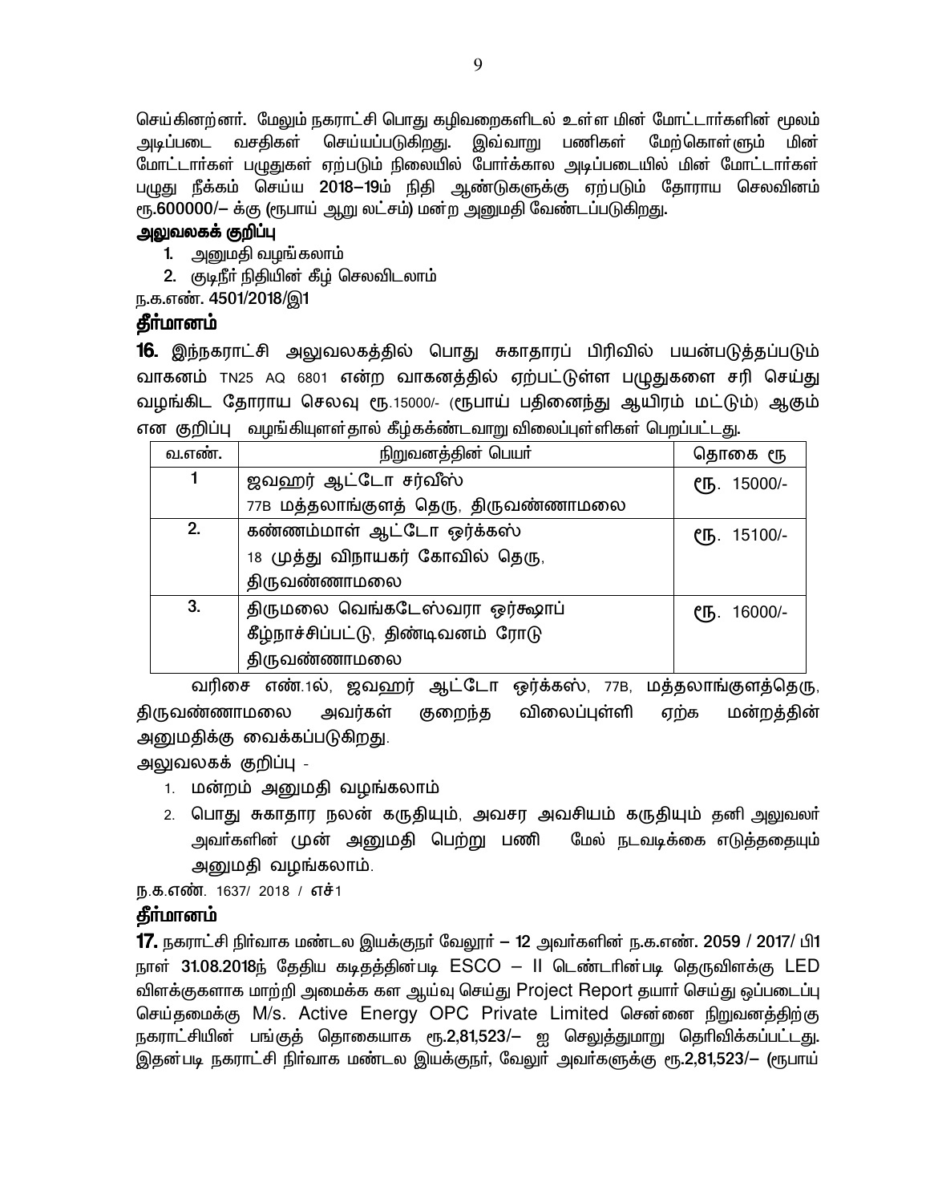செய்கின்றனர். மேலும் நகராட்சி பொது கழிவறைகளிடல் உள்ள மின் மோட்டார்களின் மூலம் அடிப்படை வசதிகள் செய்யப்படுகிறது. இவ்வாறு பணிகள் மேற்கொள்ளும் மின் மோட்டார்கள் பழுதுகள் ஏற்படும் நிலையில் போர்க்கால அடிப்படையில் மின் மோட்டார்கள் பழுது நீக்கம் செய்ய **2018–19**ம் நிதி ஆண்டுகளுக்கு ஏற்படும் தோராய செலவினம் ரூ.**600000/–** க்கு (ரூபாய் ஆறு லட்சம்) மன்ற அனுமதி வேண்டப்படுகிறது.

**அலுவலகக் குறிப்பு**

1. அனுமதி வழங்கலாம்
2. குடிநீர் நிதியின் கீழ் செலவிடலாம்

ந.க.எண். **4501/2018/இ1**

## தீர்மானம்

**16.** இந்நகராட்சி அலுவலகத்தில் பொது சுகாதாரப் பிரிவில் பயன்படுத்தப்படும் வாகனம் TN25 AQ 6801 என்ற வாகனத்தில் ஏற்பட்டுள்ள பழுதுகளை சரி செய்து வழங்கிட தோராய செலவு ரூ.15000/- (ரூபாய் பதினைந்து ஆயிரம் மட்டும்) ஆகும் என குறிப்பு வழங்கியுள்ளதால் கீழ்கக்ண்டவாறு விலைப்புள்ளிகள் பெறப்பட்டது.

| வ.எண். | நிறுவனத்தின் பெயர் | தொகை ரூ |
|---|---|---|
| 1 | ஜவஹர் ஆட்டோ சர்வீஸ் 77B மத்தலாங்குளத் தெரு, திருவண்ணாமலை | ரூ. 15000/- |
| 2. | கண்ணம்மாள் ஆட்டோ ஒர்க்கஸ் 18 முத்து விநாயகர் கோவில் தெரு, திருவண்ணாமலை | ரூ. 15100/- |
| 3. | திருமலை வெங்கடேஸ்வரா ஒர்க்ஷாப் கீழ்நாச்சிப்பட்டு, திண்டிவனம் ரோடு திருவண்ணாமலை | ரூ. 16000/- |

வரிசை எண்.1ல், ஜவஹர் ஆட்டோ ஒர்க்கஸ், 77B, மத்தலாங்குளத்தெரு, திருவண்ணாமலை அவர்கள் குறைந்த விலைப்புள்ளி ஏற்க மன்றத்தின் அனுமதிக்கு வைக்கப்படுகிறது.

அலுவலகக் குறிப்பு -

1. மன்றம் அனுமதி வழங்கலாம்
2. பொது சுகாதார நலன் கருதியும், அவசர அவசியம் கருதியும் தனி அலுவலர் அவர்களின் முன் அனுமதி பெற்று பணி மேல் நடவடிக்கை எடுத்ததையும் அனுமதி வழங்கலாம்.

ந.க.எண். 1637/ 2018 / எச்1

## தீர்மானம்

**17.** நகராட்சி நிர்வாக மண்டல இயக்குநர் வேலூர் – 12 அவர்களின் ந.க.எண். **2059 / 2017/** பி1 நாள் **31.08.2018**ந் தேதிய கடிதத்தின்படி ESCO – II டெண்டரின்படி தெருவிளக்கு LED விளக்குகளாக மாற்றி அமைக்க கள ஆய்வு செய்து Project Report தயார் செய்து ஒப்படைப்பு செய்தமைக்கு M/s. Active Energy OPC Private Limited சென்னை நிறுவனத்திற்கு நகராட்சியின் பங்குத் தொகையாக ரூ.**2,81,523/–** ஐ செலுத்துமாறு தெரிவிக்கப்பட்டது. இதன்படி நகராட்சி நிர்வாக மண்டல இயக்குநர், வேலூர் அவர்களுக்கு ரூ.**2,81,523/–** (ரூபாய்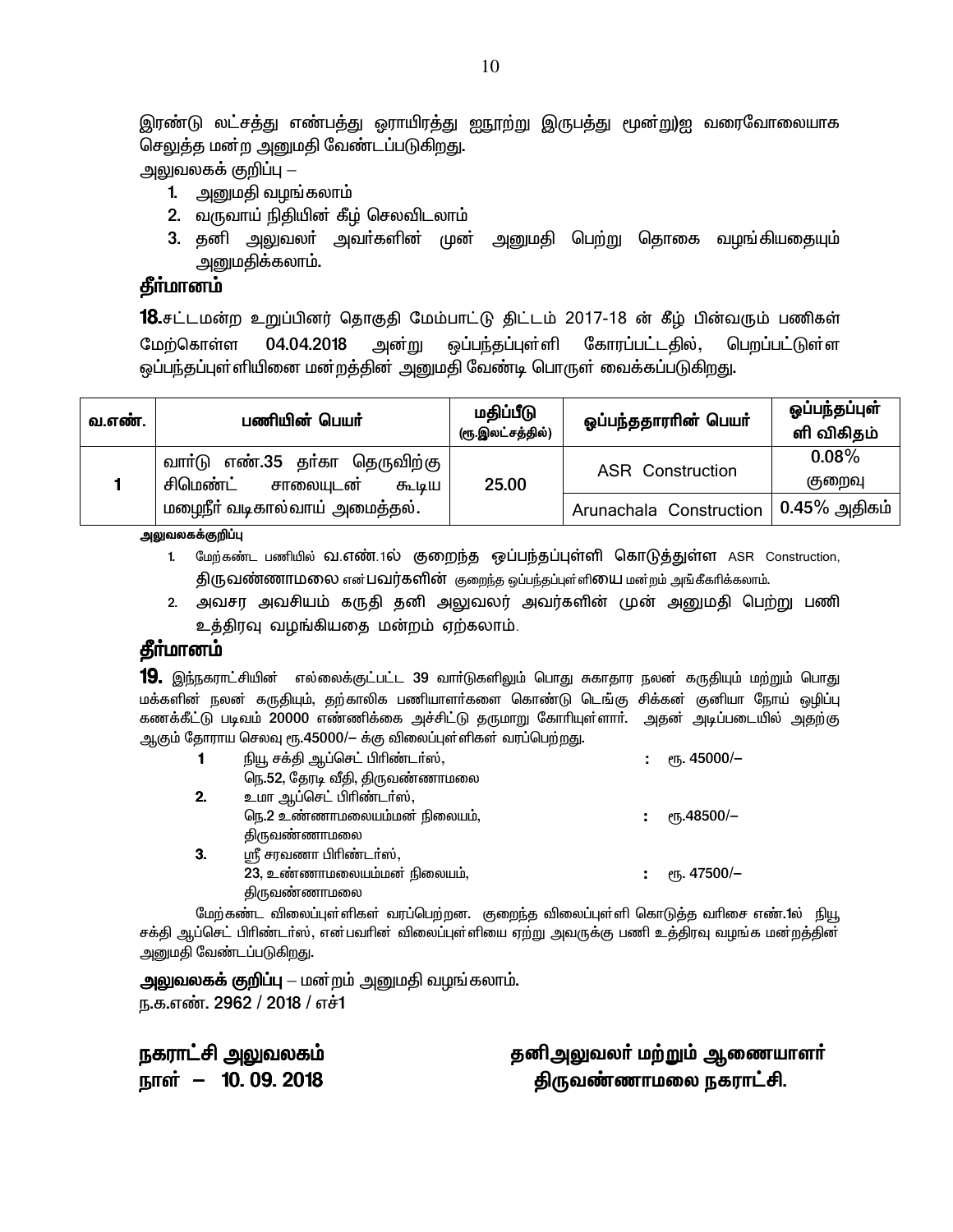இரண்டு லட்சத்து எண்பத்து ஓராயிரத்து ஐநூற்று இருபத்து மூன்று)ஐ வரைவோலையாக செலுத்த மன்ற அனுமதி வேண்டப்படுகிறது.

அலுவலகக் குறிப்பு –

1. அனுமதி வழங்கலாம்
2. வருவாய் நிதியின் கீழ் செலவிடலாம்
3. தனி அலுவலர் அவர்களின் முன் அனுமதி பெற்று தொகை வழங்கியதையும் அனுமதிக்கலாம்.

## தீர்மானம்

**18.** சட்டமன்ற உறுப்பினர் தொகுதி மேம்பாட்டு திட்டம் 2017-18 ன் கீழ் பின்வரும் பணிகள் மேற்கொள்ள 04.04.2018 அன்று ஒப்பந்தப்புள்ளி கோரப்பட்டதில், பெறப்பட்டுள்ள ஒப்பந்தப்புள்ளியினை மன்றத்தின் அனுமதி வேண்டி பொருள் வைக்கப்படுகிறது.

| வ.எண். | பணியின் பெயர் | மதிப்பீடு (ரூ.இலட்சத்தில்) | ஒப்பந்ததாரின் பெயர் | ஒப்பந்தப்புள்ளி விகிதம் |
|---|---|---|---|---|
| 1 | வார்டு எண்.35 தர்கா தெருவிற்கு சிமெண்ட் சாலையுடன் கூடிய மழைநீர் வடிகால்வாய் அமைத்தல். | 25.00 | ASR Construction | 0.08% குறைவு |
| | | | Arunachala Construction | 0.45% அதிகம் |

**அலுவலகக்குறிப்பு**

1. மேற்கண்ட பணியில் வ.எண்.1ல் குறைந்த ஒப்பந்தப்புள்ளி கொடுத்துள்ள ASR Construction, திருவண்ணாமலை என்பவர்களின் குறைந்த ஒப்பந்தப்புள்ளியை மன்றம் அங்கீகரிக்கலாம்.
2. அவசர அவசியம் கருதி தனி அலுவலர் அவர்களின் முன் அனுமதி பெற்று பணி உத்திரவு வழங்கியதை மன்றம் ஏற்கலாம்.

## தீர்மானம்

**19.** இந்நகராட்சியின் எல்லைக்குட்பட்ட 39 வார்டுகளிலும் பொது சுகாதார நலன் கருதியும் மற்றும் பொது மக்களின் நலன் கருதியும், தற்காலிக பணியாளர்களை கொண்டு டெங்கு சிக்கன் குனியா நோய் ஒழிப்பு கணக்கீட்டு படிவம் 20000 எண்ணிக்கை அச்சிட்டு தருமாறு கோரியுள்ளார். அதன் அடிப்படையில் அதற்கு ஆகும் தோராய செலவு ரூ.45000/– க்கு விலைப்புள்ளிகள் வரப்பெற்றது.

| | | | |
|---|---|---|---|
| 1 | நியூ சக்தி ஆப்செட் பிரிண்டர்ஸ், நெ.52, தேரடி வீதி, திருவண்ணாமலை | : | ரூ. 45000/– |
| 2. | உமா ஆப்செட் பிரிண்டர்ஸ், நெ.2 உண்ணாமலையம்மன் நிலையம், திருவண்ணாமலை | : | ரூ.48500/– |
| 3. | ஸ்ரீ சரவணா பிரிண்டர்ஸ், 23, உண்ணாமலையம்மன் நிலையம், திருவண்ணாமலை | : | ரூ. 47500/– |

மேற்கண்ட விலைப்புள்ளிகள் வரப்பெற்றன. குறைந்த விலைப்புள்ளி கொடுத்த வரிசை எண்.1ல் நியூ சக்தி ஆப்செட் பிரிண்டர்ஸ், என்பவரின் விலைப்புள்ளியை ஏற்று அவருக்கு பணி உத்திரவு வழங்க மன்றத்தின் அனுமதி வேண்டப்படுகிறது.

**அலுவலகக் குறிப்பு** – மன்றம் அனுமதி வழங்கலாம்.

ந.க.எண். 2962 / 2018 / எச்1

**நகராட்சி அலுவலகம்**
**நாள் – 10. 09. 2018**

**தனிஅலுவலர் மற்றும் ஆணையாளர்**
**திருவண்ணாமலை நகராட்சி.**